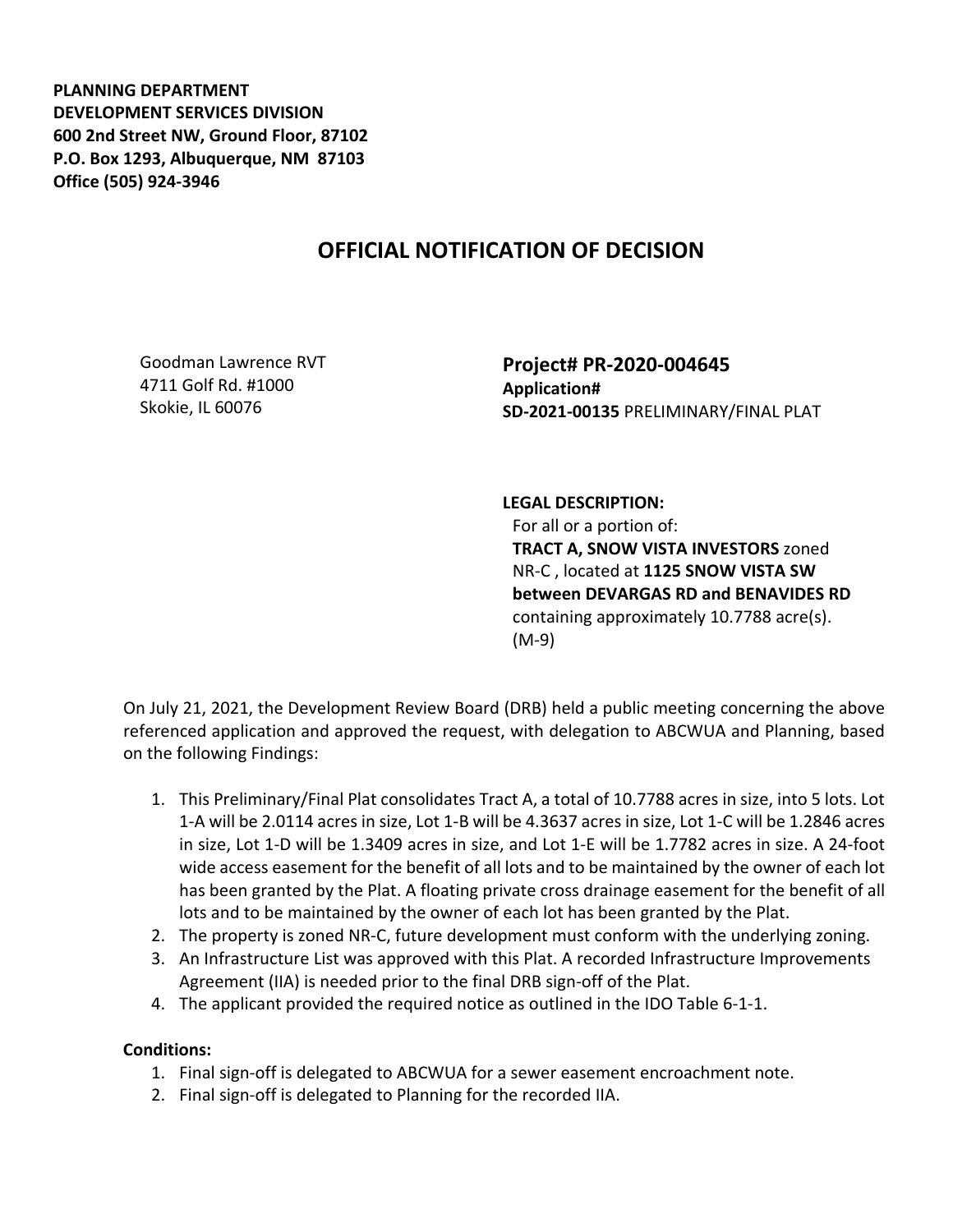**PLANNING DEPARTMENT**
**DEVELOPMENT SERVICES DIVISION**
**600 2nd Street NW, Ground Floor, 87102**
**P.O. Box 1293, Albuquerque, NM 87103**
**Office (505) 924-3946**

# OFFICIAL NOTIFICATION OF DECISION

Goodman Lawrence RVT
4711 Golf Rd. #1000
Skokie, IL 60076

**Project# PR-2020-004645**
**Application#**
**SD-2021-00135** PRELIMINARY/FINAL PLAT

**LEGAL DESCRIPTION:**
For all or a portion of:
**TRACT A, SNOW VISTA INVESTORS** zoned NR-C , located at **1125 SNOW VISTA SW between DEVARGAS RD and BENAVIDES RD** containing approximately 10.7788 acre(s). (M-9)

On July 21, 2021, the Development Review Board (DRB) held a public meeting concerning the above referenced application and approved the request, with delegation to ABCWUA and Planning, based on the following Findings:

1. This Preliminary/Final Plat consolidates Tract A, a total of 10.7788 acres in size, into 5 lots. Lot 1-A will be 2.0114 acres in size, Lot 1-B will be 4.3637 acres in size, Lot 1-C will be 1.2846 acres in size, Lot 1-D will be 1.3409 acres in size, and Lot 1-E will be 1.7782 acres in size. A 24-foot wide access easement for the benefit of all lots and to be maintained by the owner of each lot has been granted by the Plat. A floating private cross drainage easement for the benefit of all lots and to be maintained by the owner of each lot has been granted by the Plat.
2. The property is zoned NR-C, future development must conform with the underlying zoning.
3. An Infrastructure List was approved with this Plat. A recorded Infrastructure Improvements Agreement (IIA) is needed prior to the final DRB sign-off of the Plat.
4. The applicant provided the required notice as outlined in the IDO Table 6-1-1.

**Conditions:**

1. Final sign-off is delegated to ABCWUA for a sewer easement encroachment note.
2. Final sign-off is delegated to Planning for the recorded IIA.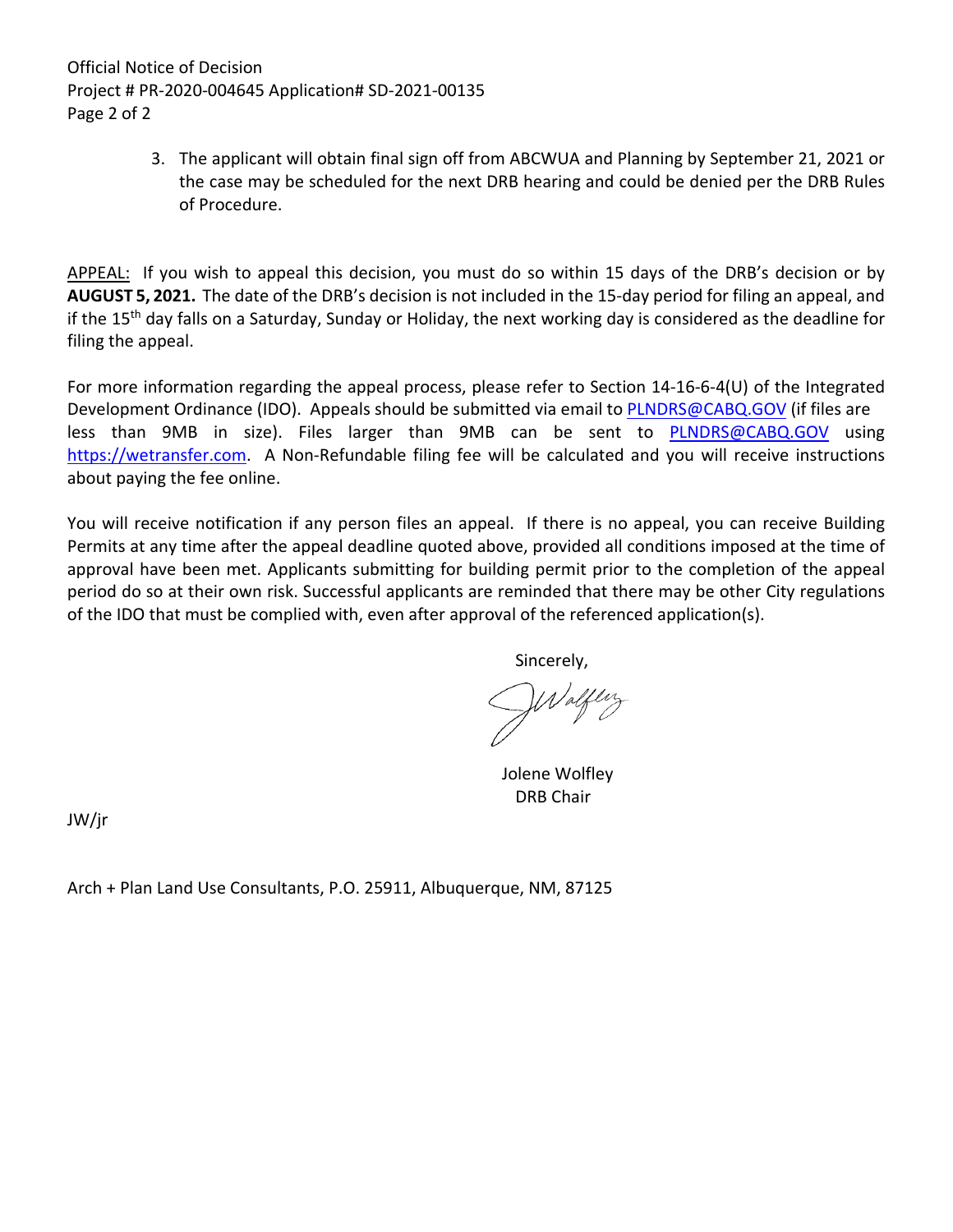3. The applicant will obtain final sign off from ABCWUA and Planning by September 21, 2021 or the case may be scheduled for the next DRB hearing and could be denied per the DRB Rules of Procedure.

APPEAL: If you wish to appeal this decision, you must do so within 15 days of the DRB's decision or by **AUGUST 5, 2021.** The date of the DRB's decision is not included in the 15-day period for filing an appeal, and if the 15th day falls on a Saturday, Sunday or Holiday, the next working day is considered as the deadline for filing the appeal.

For more information regarding the appeal process, please refer to Section 14-16-6-4(U) of the Integrated Development Ordinance (IDO). Appeals should be submitted via email to PLNDRS@CABQ.GOV (if files are less than 9MB in size). Files larger than 9MB can be sent to PLNDRS@CABQ.GOV using https://wetransfer.com. A Non-Refundable filing fee will be calculated and you will receive instructions about paying the fee online.

You will receive notification if any person files an appeal. If there is no appeal, you can receive Building Permits at any time after the appeal deadline quoted above, provided all conditions imposed at the time of approval have been met. Applicants submitting for building permit prior to the completion of the appeal period do so at their own risk. Successful applicants are reminded that there may be other City regulations of the IDO that must be complied with, even after approval of the referenced application(s).

Sincerely,

JWolfley

Jolene Wolfley
DRB Chair

JW/jr

Arch + Plan Land Use Consultants, P.O. 25911, Albuquerque, NM, 87125